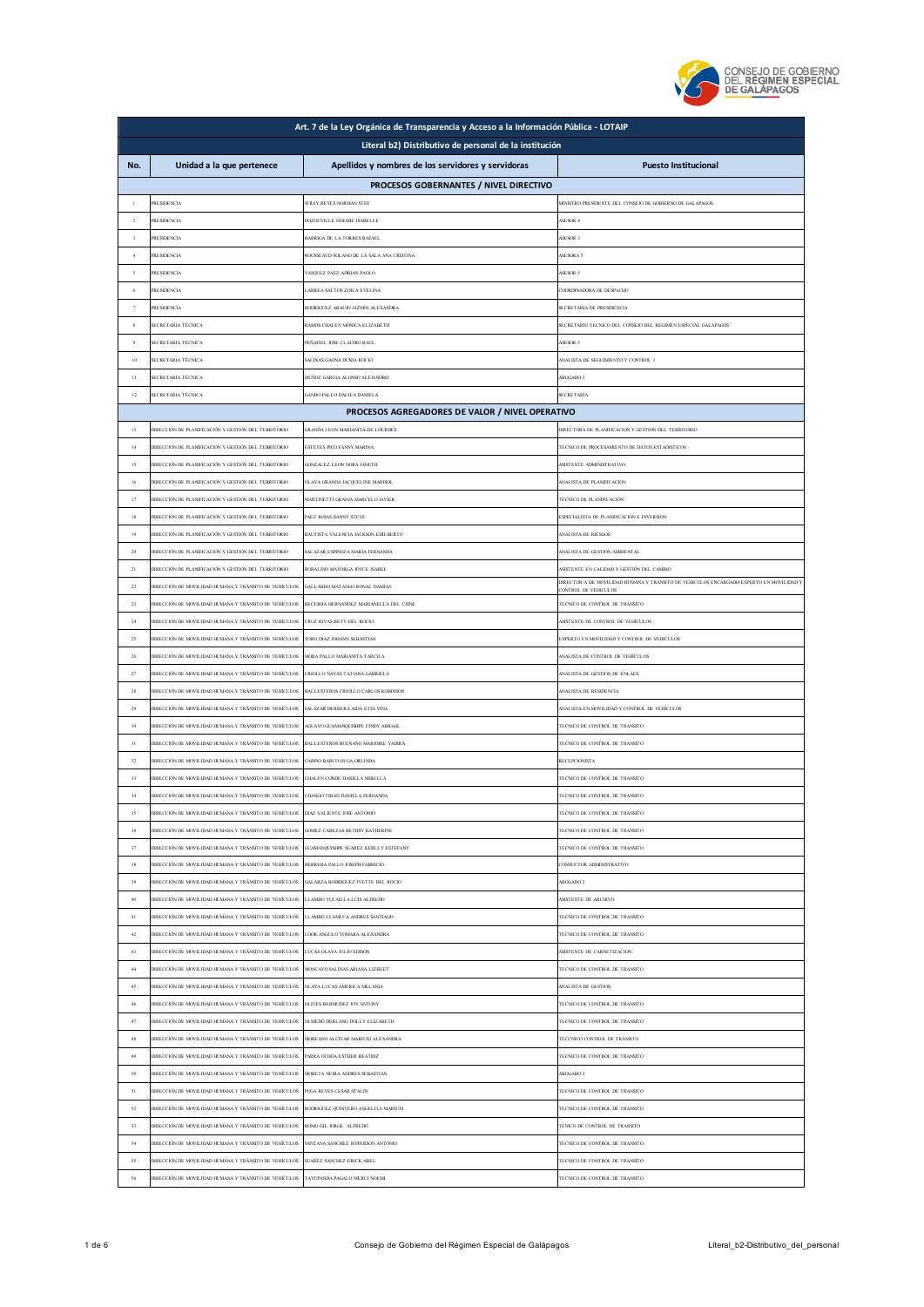| Art. 7 de la Ley Orgánica de Transparencia y Acceso a la Información Pública - LOTAIP | | | |
|---|---|---|---|
| Literal b2) Distributivo de personal de la institución | | | |
| No. | Unidad a la que pertenece | Apellidos y nombres de los servidores y servidoras | Puesto Institucional |
| PROCESOS GOBERNANTES / NIVEL DIRECTIVO | | | |
| 1 | PRESIDENCIA | WRAY REYES NORMAN STEF | MINISTRO PRESIDENTE DEL CONSEJO DE GOBIERNO DE GALAPAGOS |
| 2 | PRESIDENCIA | DOZOUVILLE NOEMIE ISABELLE | ASESOR 4 |
| 3 | PRESIDENCIA | BARRIGA DE LA TORRES RAFAEL | ASESOR 3 |
| 4 | PRESIDENCIA | ROUSSEAUD SOLANO DE LA SALA ANA CRISTINA | ASESORA 5 |
| 5 | PRESIDENCIA | VASQUEZ PAEZ ADRIAN PAOLO | ASESOR 5 |
| 6 | PRESIDENCIA | LARREA SALTOS ZOILA EVELINA | COORDINADORA DE DESPACHO |
| 7 | PRESIDENCIA | RODRIGUEZ ARAUJO JAZMIN ALEXANDRA | SECRETARIA DE PRESIDENCIA |
| 8 | SECRETARIA TÉCNICA | RAMOS CHALEN MÓNICA ELIZABETH | SECRETARIO TECNICO DEL CONSEJO DEL REGIMEN ESPECIAL GALAPAGOS |
| 9 | SECRETARIA TÉCNICA | PEÑAFIEL JOSE CLAUDIO RAUL | ASESOR 5 |
| 10 | SECRETARIA TÉCNICA | SALINAS GAONA DUNIA ROCIO | ANALISTA DE SEGUIMIENTO Y CONTROL 3 |
| 11 | SECRETARIA TÉCNICA | MUÑOZ GARCIA ALONSO ALEJANDRO | ABOGADO 3 |
| 12 | SECRETARIA TÉCNICA | GANDO PALLO DALILA DANIELA | SECRETARIA |
| PROCESOS AGREGADORES DE VALOR / NIVEL OPERATIVO | | | |
| 13 | DIRECCIÓN DE PLANIFICACIÓN Y GESTIÓN DEL TERRITORIO | GRANDA LEON MARIANITA DE LOURDES | DIRECTORA DE PLANIFICACION Y GESTION DEL TERRITORIO |
| 14 | DIRECCIÓN DE PLANIFICACIÓN Y GESTIÓN DEL TERRITORIO | ESTEVES PICO FANNY MARINA | TÉCNICO DE PROCESAMIENTO DE DATOS ESTADISTICOS |
| 15 | DIRECCIÓN DE PLANIFICACIÓN Y GESTIÓN DEL TERRITORIO | GONZALEZ LEON NORA JANETH | ASISTENTE ADMINISTRATIVO |
| 16 | DIRECCIÓN DE PLANIFICACIÓN Y GESTIÓN DEL TERRITORIO | OLAYA GRANDA JACQUELINE MARISOL | ANALISTA DE PLANIFICACION |
| 17 | DIRECCIÓN DE PLANIFICACIÓN Y GESTIÓN DEL TERRITORIO | MARTINETTI GRANJA MARCELO JAVIER | TÉCNICO DE PLANIFICACIÓN |
| 18 | DIRECCIÓN DE PLANIFICACIÓN Y GESTIÓN DEL TERRITORIO | PAEZ ROJAS DANNY STEVE | ESPECIALISTA DE PLANIFICACION E INVERSION |
| 19 | DIRECCIÓN DE PLANIFICACIÓN Y GESTIÓN DEL TERRITORIO | BAUTISTA VALENCIA JACKSON EDILBERTO | ANALISTA DE RIESGOS |
| 20 | DIRECCIÓN DE PLANIFICACIÓN Y GESTIÓN DEL TERRITORIO | SALAZAR ESPINOZA MARIA FERNANDA | ANALISTA DE GESTION AMBIENTAL |
| 21 | DIRECCIÓN DE PLANIFICACIÓN Y GESTIÓN DEL TERRITORIO | ROBALINO MAYORGA JOYCE ISABEL | ASISTENTE EN CALIDAD Y GESTIÓN DEL CAMBIO |
| 22 | DIRECCIÓN DE MOVILIDAD HUMANA Y TRÁNSITO DE VEHÍCULOS | GALLARDO MATANGO RONAL DAMIAN | DIRECTOR/A DE MOVILIDAD HUMANA Y TRÁNSITO DE VEHICULOS ENCARGADO/EXPERTO EN MOVILIDAD Y CONTROL DE VEHICULOS |
| 23 | DIRECCIÓN DE MOVILIDAD HUMANA Y TRÁNSITO DE VEHÍCULOS | BECERRA HERNANDEZ MARIANELA DEL CISNE | TECNICO DE CONTROL DE TRANSITO |
| 24 | DIRECCIÓN DE MOVILIDAD HUMANA Y TRÁNSITO DE VEHÍCULOS | CRUZ RIVAS BETY DEL ROCIO | ASISTENTE DE CONTROL DE VEHÍCULOS |
| 25 | DIRECCIÓN DE MOVILIDAD HUMANA Y TRÁNSITO DE VEHÍCULOS | TORO DIAZ JOHANN SEBASTIAN | EXPERTO EN MOVILIDAD Y CONTROL DE VEHICULOS |
| 26 | DIRECCIÓN DE MOVILIDAD HUMANA Y TRÁNSITO DE VEHÍCULOS | MORA PALLO MARIANITA TARCILA | ANALISTA DE CONTROL DE VEHÍCULOS |
| 27 | DIRECCIÓN DE MOVILIDAD HUMANA Y TRÁNSITO DE VEHÍCULOS | CRIOLLO NAVAS TATIANA GABRIELA | ANALISTA DE GESTION DE ENLACE |
| 28 | DIRECCIÓN DE MOVILIDAD HUMANA Y TRÁNSITO DE VEHÍCULOS | BALLESTEROS CRIOLLO CARLOS ROBINSON | ANALISTA DE RESIDENCIA |
| 29 | DIRECCIÓN DE MOVILIDAD HUMANA Y TRÁNSITO DE VEHÍCULOS | SALAZAR HERRERA AIDA ETELVINA | ANALISTA EN MOVILIDAD Y CONTROL DE VEHÍCULOS |
| 30 | DIRECCIÓN DE MOVILIDAD HUMANA Y TRÁNSITO DE VEHÍCULOS | AGUAYO GUAMANQUISHPE CINDY ABIGAIL | TECNICO DE CONTROL DE TRANSITO |
| 31 | DIRECCIÓN DE MOVILIDAD HUMANA Y TRÁNSITO DE VEHÍCULOS | BALLESTEROS BUENAÑO MARJORIE YADIRA | TECNICO DE CONTROL DE TRANSITO |
| 32 | DIRECCIÓN DE MOVILIDAD HUMANA Y TRÁNSITO DE VEHÍCULOS | CARPIO BARCO OLGA ORLINDA | RECEPCIONISTA |
| 33 | DIRECCIÓN DE MOVILIDAD HUMANA Y TRÁNSITO DE VEHÍCULOS | CHALEN CONDE DANIELA MIRELLA | TECNICO DE CONTROL DE TRANSITO |
| 34 | DIRECCIÓN DE MOVILIDAD HUMANA Y TRÁNSITO DE VEHÍCULOS | CHANGO TIBAN DANIELA FERNANDA | TECNICO DE CONTROL DE TRANSITO |
| 35 | DIRECCIÓN DE MOVILIDAD HUMANA Y TRÁNSITO DE VEHÍCULOS | DIAZ VALIENTE JOSE ANTONIO | TECNICO DE CONTROL DE TRANSITO |
| 36 | DIRECCIÓN DE MOVILIDAD HUMANA Y TRÁNSITO DE VEHÍCULOS | GOMEZ CABEZAS BETHSY KATHERINE | TECNICO DE CONTROL DE TRANSITO |
| 37 | DIRECCIÓN DE MOVILIDAD HUMANA Y TRÁNSITO DE VEHÍCULOS | GUAMANQUISHPE SUAREZ KERLLY ESTEFANY | TECNICO DE CONTROL DE TRANSITO |
| 38 | DIRECCIÓN DE MOVILIDAD HUMANA Y TRÁNSITO DE VEHÍCULOS | HERRERA PALLO JOSEPH FABRICIO | CONDUCTOR ADMINISTRATIVO |
| 39 | DIRECCIÓN DE MOVILIDAD HUMANA Y TRÁNSITO DE VEHÍCULOS | GALARZA RODRIGUEZ IVETTE DEL ROCIO | ABOGADO 2 |
| 40 | DIRECCIÓN DE MOVILIDAD HUMANA Y TRÁNSITO DE VEHÍCULOS | LLAMBO YUCAILLA LUIS ALFREDO | ASISTENTE DE ARCHIVO |
| 41 | DIRECCIÓN DE MOVILIDAD HUMANA Y TRÁNSITO DE VEHÍCULOS | LLAMBO LLAMUCA ANDRES SANTIAGO | TECNICO DE CONTROL DE TRANSITO |
| 42 | DIRECCIÓN DE MOVILIDAD HUMANA Y TRÁNSITO DE VEHÍCULOS | LOOR ANGULO YOMARA ALEXANDRA | TECNICO DE CONTROL DE TRANSITO |
| 43 | DIRECCIÓN DE MOVILIDAD HUMANA Y TRÁNSITO DE VEHÍCULOS | LUCAS OLAYA JULIO EDISON | ASISTENTE DE CARNETIZACION |
| 44 | DIRECCIÓN DE MOVILIDAD HUMANA Y TRÁNSITO DE VEHÍCULOS | MONCAYO SALINAS ARIANA LIZBEET | TECNICO DE CONTROL DE TRANSITO |
| 45 | DIRECCIÓN DE MOVILIDAD HUMANA Y TRÁNSITO DE VEHÍCULOS | OLAYA LUCAS AMERICA MELANIA | ANALISTA DE GESTION |
| 46 | DIRECCIÓN DE MOVILIDAD HUMANA Y TRÁNSITO DE VEHÍCULOS | OLIVES BERMUDEZ JOY ANTONY | TECNICO DE CONTROL DE TRANSITO |
| 47 | DIRECCIÓN DE MOVILIDAD HUMANA Y TRÁNSITO DE VEHÍCULOS | OLMEDO DERLANG DOLLY ELIZABETH | TECNICO DE CONTROL DE TRANSITO |
| 48 | DIRECCIÓN DE MOVILIDAD HUMANA Y TRÁNSITO DE VEHÍCULOS | MOREANO ALCIVAR MARIUXI ALEXANDRA | TÉCCNICO CONTROL DE TRÁNSITO |
| 49 | DIRECCIÓN DE MOVILIDAD HUMANA Y TRÁNSITO DE VEHÍCULOS | PARRA OCHOA ESTHER BEATRIZ | TECNICO DE CONTROL DE TRANSITO |
| 50 | DIRECCIÓN DE MOVILIDAD HUMANA Y TRÁNSITO DE VEHÍCULOS | MORETA NEIRA ANDRES SEBASTIAN | ABOGADO 3 |
| 51 | DIRECCIÓN DE MOVILIDAD HUMANA Y TRÁNSITO DE VEHÍCULOS | PEGA REYES CESAR STALIN | TECNICO DE CONTROL DE TRANSITO |
| 52 | DIRECCIÓN DE MOVILIDAD HUMANA Y TRÁNSITO DE VEHÍCULOS | RODRIGUEZ QUINTERO ANGELITA MARIUXI | TECNICO DE CONTROL DE TRANSITO |
| 53 | DIRECCIÓN DE MOVILIDAD HUMANA Y TRÁNSITO DE VEHÍCULOS | ROMO GIL JORGE ALFREDO | TENICO DE CONTROL DE TRANSITO |
| 54 | DIRECCIÓN DE MOVILIDAD HUMANA Y TRÁNSITO DE VEHÍCULOS | SANTANA SANCHEZ JEFFERSON ANTONIO | TECNICO DE CONTROL DE TRANSITO |
| 55 | DIRECCIÓN DE MOVILIDAD HUMANA Y TRÁNSITO DE VEHÍCULOS | SUAREZ SANCHEZ ERICK ABEL | TECNICO DE CONTROL DE TRANSITO |
| 56 | DIRECCIÓN DE MOVILIDAD HUMANA Y TRÁNSITO DE VEHÍCULOS | TAYUPANDA PAGALO MERCI NOEMI | TECNICO DE CONTROL DE TRANSITO |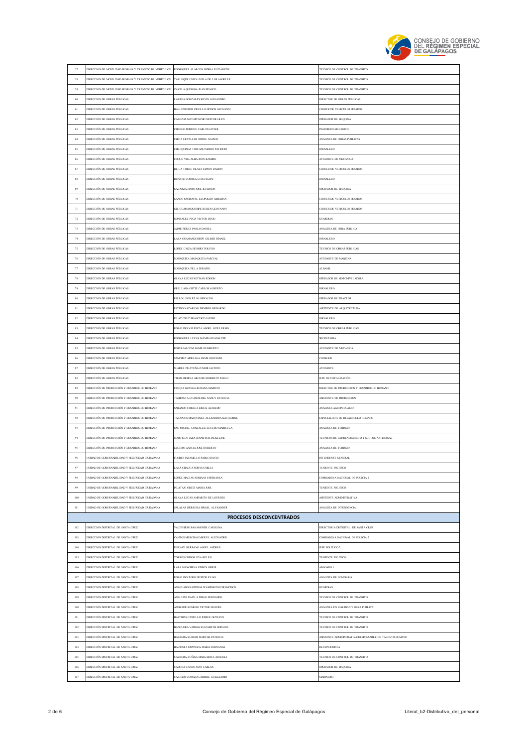| 57 | DIRECCIÓN DE MOVILIDAD HUMANA Y TRÁNSITO DE VEHÍCULOS | RODRIGUEZ ALARCON INDIRA ELIZABETH | TECNICO DE CONTROL DE TRANSITO |
|---|---|---|---|
| 58 | DIRECCIÓN DE MOVILIDAD HUMANA Y TRÁNSITO DE VEHÍCULOS | YARLEQUE CHICA ZOILA DE LOS ANGELES | TECNICO DE CONTROL DE TRANSITO |
| 59 | DIRECCIÓN DE MOVILIDAD HUMANA Y TRÁNSITO DE VEHÍCULOS | ZAVALA QUIROGA JEAN FRANCO | TECNICO DE CONTROL DE TRANSITO |
| 60 | DIRECCIÓN DE OBRAS PÚBLICAS | LARREA GONZALES KEVIN ALEJANDRO | DIRECTOR DE OBRAS PÚBLICAS |
| 61 | DIRECCIÓN DE OBRAS PÚBLICAS | BALLESTEROS CRIOLLO NIXSON GEOVANNI | CHOFER DE VEHICULOS PESADOS |
| 62 | DIRECCIÓN DE OBRAS PÚBLICAS | CABEZAS MATAPUNCHO NESTOR GLEN | OPERADOR DE MAQUINA |
| 63 | DIRECCIÓN DE OBRAS PÚBLICAS | CHANGO PERICHE CARLOS JAVIER | INGENIERO MECANICO |
| 64 | DIRECCIÓN DE OBRAS PÚBLICAS | CHICA CEVALLOS JOFFRE XAVIER | ANALISTA DE OBRAS PUBLICAS |
| 65 | DIRECCIÓN DE OBRAS PÚBLICAS | CHILIQUINGA TOSCANO MARIO PATRICIO | JORNALERO |
| 66 | DIRECCIÓN DE OBRAS PÚBLICAS | COQUE VILLALBA JHON RAMIRO | AYUDANTE DE MECANICA |
| 67 | DIRECCIÓN DE OBRAS PÚBLICAS | DE LA TORRE OLAYA EDWIN RAMON | CHOFER DE VEHICULOS PESADOS |
| 68 | DIRECCIÓN DE OBRAS PÚBLICAS | DUARTE CORREA LUIS FELIPE | JORNALERO |
| 69 | DIRECCIÓN DE OBRAS PÚBLICAS | GALARZA HARO JOSE JEFERSON | OPERADOR DE MAQUINA |
| 70 | DIRECCIÓN DE OBRAS PÚBLICAS | GANDO SANDOVAL LEOPOLDO ABRAHAN | CHOFER DE VEHICULOS PESADOS |
| 71 | DIRECCIÓN DE OBRAS PÚBLICAS | GIL GUAMANQUISHPE RUBEN GEOVANNY | CHOFER DE VEHICULOS PESADOS |
| 72 | DIRECCIÓN DE OBRAS PÚBLICAS | GONZALEZ PUGA VICTOR HUGO | GUARDIAN |
| 73 | DIRECCIÓN DE OBRAS PÚBLICAS | JAIME PEREZ PABLO DANIEL | ANALISTA DE OBRA PUBLICA |
| 74 | DIRECCIÓN DE OBRAS PÚBLICAS | LARA GUAMANQUISHPE GILBER ISMAEL | JORNALERO |
| 75 | DIRECCIÓN DE OBRAS PÚBLICAS | LOPEZ CAIZA HENRRY POLIVIO | TECNICO DE OBRAS PÚBLICAS |
| 76 | DIRECCIÓN DE OBRAS PÚBLICAS | MASAQUIZA MASAQUIZA PASCUAL | AYUDANTE DE MAQUINA |
| 77 | DIRECCIÓN DE OBRAS PÚBLICAS | MASAQUIZA PILLA SERAFIN | ALBANIL |
| 78 | DIRECCIÓN DE OBRAS PÚBLICAS | OLAYA LUCAS WITMAN EDISON | OPERADOR DE MOTONIVELADORA |
| 79 | DIRECCIÓN DE OBRAS PÚBLICAS | ORELLANA ORTIZ CARLOS ALBERTO | JORNALERO |
| 80 | DIRECCIÓN DE OBRAS PÚBLICAS | PALLO LEON JULIO OSWALDO | OPERADOR DE TRACTOR |
| 81 | DIRECCIÓN DE OBRAS PÚBLICAS | PATIÑO NAZARENO DEMBER MEDARDO | ASISTENTE DE ARQUITECTURA |
| 82 | DIRECCIÓN DE OBRAS PÚBLICAS | PILAY CRUZ FRANCISCO JAVIER | JORNALERO |
| 83 | DIRECCIÓN DE OBRAS PÚBLICAS | ROBALINO VALENCIA ANGEL GUILLERMO | TECNICO DE OBRAS PÚBLICAS |
| 84 | DIRECCIÓN DE OBRAS PÚBLICAS | RODRIGUEZ LUCAS JAZMIN GUADALUPE | SECRETARIA |
| 85 | DIRECCIÓN DE OBRAS PÚBLICAS | ROJAS FALCONI JAIME HUMBERTO | AYUDANTE DE MECANICA |
| 86 | DIRECCIÓN DE OBRAS PÚBLICAS | SANCHEZ ARREAGA JAIME GIOVANNI | CONSERJE |
| 87 | DIRECCIÓN DE OBRAS PÚBLICAS | SUAREZ PILATUÑA JUNIOR JACINTO | AYUDANTE |
| 88 | DIRECCIÓN DE OBRAS PÚBLICAS | TIPAN MEDINA ARCESIO ROBERTO PABLO | JEFE DE FISCALIZACIÓN |
| 89 | DIRECCIÓN DE PRODUCCIÓN Y DESARROLLO HUMANO | CULQUI GUANGA ROXANA MARIUXI | DIRECTOR DE PRODUCCION Y DESARROLLO HUMANO |
| 90 | DIRECCIÓN DE PRODUCCIÓN Y DESARROLLO HUMANO | TASIPANTA GUANOTASIG NANCY PATRICIA | ASISTENTE DE PRODUCCION |
| 91 | DIRECCIÓN DE PRODUCCIÓN Y DESARROLLO HUMANO | SABANDO CORREA ERICK ALFREDO | ANALISTA AGROPECUARIO |
| 92 | DIRECCIÓN DE PRODUCCIÓN Y DESARROLLO HUMANO | TARAPUES MARQUINEZ ALEXANDRA KATHERINE | ESPECIALISTA DE DESARROLLO HUMANO |
| 93 | DIRECCIÓN DE PRODUCCIÓN Y DESARROLLO HUMANO | SAN MIGUEL GONZALEZ LUCERO MARICELA | ANALISTA DE TURISMO |
| 94 | DIRECCIÓN DE PRODUCCIÓN Y DESARROLLO HUMANO | MARTILLO JARA JENNIFFER JACKELINE | TECNICOS DE EMPRENDIMIENTO Y SECTOR ARTESANAL |
| 95 | DIRECCIÓN DE PRODUCCIÓN Y DESARROLLO HUMANO | LUCERO GARCIA JOSE ROBERTO | ANALISTA DE TURISMO |
| 96 | UNIDAD DE GOBERNABILIDAD Y SEGURIDAD CIUDADANA | FLORES JARAMILLO PABLO DAVID | INTENDENTE GENERAL |
| 97 | UNIDAD DE GOBERNABILIDAD Y SEGURIDAD CIUDADANA | LARA CHAUCA NORYS EMILIA | TENIENTE POLITICO |
| 98 | UNIDAD DE GOBERNABILIDAD Y SEGURIDAD CIUDADANA | LOPEZ MACIAS ADRIANA ESPERANZA | COMISARIO/A NACIONAL DE POLICIA 1 |
| 99 | UNIDAD DE GOBERNABILIDAD Y SEGURIDAD CIUDADANA | PILATAXI ORTIZ MARIA JOSE | TENIENTE POLITICO |
| 100 | UNIDAD DE GOBERNABILIDAD Y SEGURIDAD CIUDADANA | OLAYA LUCAS AMPARITO DE LOURDES | ASISTENTE ADMINISTRATIVA |
| 101 | UNIDAD DE GOBERNABILIDAD Y SEGURIDAD CIUDADANA | SALAZAR HERRERA ISRAEL ALEXANDER | ANALISTA DE INTENDENCIA |
| | | **PROCESOS DESCONCENTRADOS** | |
| 102 | DIRECCIÓN DISTRITAL DE SANTA CRUZ | VALDIVIESO BAHAMONDE CAROLINA | DIRECTOR/A DISTRITAL DE SANTA CRUZ |
| 103 | DIRECCIÓN DISTRITAL DE SANTA CRUZ | CANTOS MERCHAN MIGUEL ALEXANDER | COMISARIO/A NACIONAL DE POLICIA 2 |
| 104 | DIRECCIÓN DISTRITAL DE SANTA CRUZ | PINUAVE BURBANO ANGEL ANDRES | JEFE POLITICO 2 |
| 105 | DIRECCIÓN DISTRITAL DE SANTA CRUZ | TORRES CHINGA EVA BELEN | TENIENTE POLITICO |
| 106 | DIRECCIÓN DISTRITAL DE SANTA CRUZ | LARA MANCHENA EDWIN OSIRIS | ABOGADO 1 |
| 107 | DIRECCIÓN DISTRITAL DE SANTA CRUZ | ROBALINO TORO NESTOR ELIAS | ANALISTA DE COMISARIA |
| 108 | DIRECCIÓN DISTRITAL DE SANTA CRUZ | ANAGUANO BASTIDAS WASHINGTON FRANCISCO | GUARDIAN |
| 109 | DIRECCIÓN DISTRITAL DE SANTA CRUZ | ANALUISA DAVILA DIEGO FERNANDO | TECNICO DE CONTROL DE TRANSITO |
| 110 | DIRECCIÓN DISTRITAL DE SANTA CRUZ | ANDRADE ROMERO VICTOR MANUEL | ANALISTA EN VIALIDAD Y OBRA PUBLICA |
| 111 | DIRECCIÓN DISTRITAL DE SANTA CRUZ | BASTIDAS CASTILLO JOSUE GUSTAVO | TECNICO DE CONTROL DE TRANSITO |
| 112 | DIRECCIÓN DISTRITAL DE SANTA CRUZ | BANGUERA VARGAS ELIZABETH SORAIDA | TECNICO DE CONTROL DE TRANSITO |
| 113 | DIRECCIÓN DISTRITAL DE SANTA CRUZ | BARRERA BURGOS MARTHA PATRICIA | ASISTENTE ADMINISTRATIVA/RESPONSABLE DE TALENTO HUMANO |
| 114 | DIRECCIÓN DISTRITAL DE SANTA CRUZ | BAUTISTA ESPINOZA MARIA FERNANDA | RECEPCIONISTA |
| 115 | DIRECCIÓN DISTRITAL DE SANTA CRUZ | CABRERA ZUÑIGA MARGARITA ARACELI | TECNICO DE CONTROL DE TRANSITO |
| 116 | DIRECCIÓN DISTRITAL DE SANTA CRUZ | CADENA CANDO JUAN CARLOS | OPERADOR DE MAQUINA |
| 117 | DIRECCIÓN DISTRITAL DE SANTA CRUZ | CAICEDO COROZO GABRIEL GUILLERMO | MARINERO |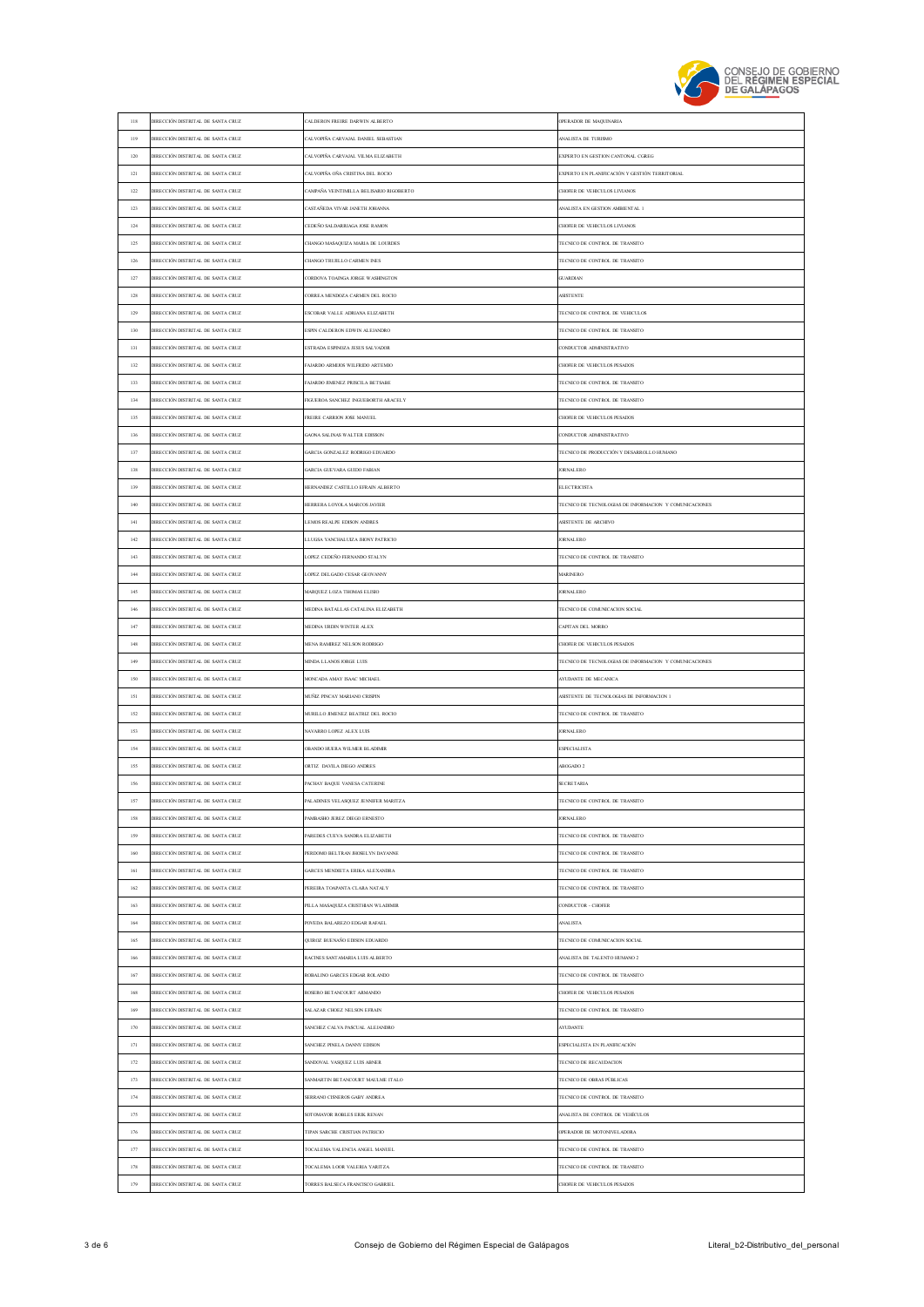| | | | |
|---|---|---|---|
| 118 | DIRECCIÓN DISTRITAL DE SANTA CRUZ | CALDERON FREIRE DARWIN ALBERTO | OPERADOR DE MAQUINARIA |
| 119 | DIRECCIÓN DISTRITAL DE SANTA CRUZ | CALVOPIÑA CARVAJAL DANIEL SEBASTIAN | ANALISTA DE TURISMO |
| 120 | DIRECCIÓN DISTRITAL DE SANTA CRUZ | CALVOPIÑA CARVAJAL VILMA ELIZABETH | EXPERTO EN GESTION CANTONAL CGREG |
| 121 | DIRECCIÓN DISTRITAL DE SANTA CRUZ | CALVOPIÑA OÑA CRISTINA DEL ROCIO | EXPERTO EN PLANIFICACIÓN Y GESTIÓN TERRITORIAL |
| 122 | DIRECCIÓN DISTRITAL DE SANTA CRUZ | CAMPAÑA VEINTIMILLA BELISARIO RIGOBERTO | CHOFER DE VEHICULOS LIVIANOS |
| 123 | DIRECCIÓN DISTRITAL DE SANTA CRUZ | CASTAÑEDA VIVAR JANETH JOHANNA | ANALISTA EN GESTION AMBIENTAL 1 |
| 124 | DIRECCIÓN DISTRITAL DE SANTA CRUZ | CEDEÑO SALDARRIAGA JOSE RAMON | CHOFER DE VEHICULOS LIVIANOS |
| 125 | DIRECCIÓN DISTRITAL DE SANTA CRUZ | CHANGO MASAQUIZA MARIA DE LOURDES | TECNICO DE CONTROL DE TRANSITO |
| 126 | DIRECCIÓN DISTRITAL DE SANTA CRUZ | CHANGO TRUJILLO CARMEN INES | TECNICO DE CONTROL DE TRANSITO |
| 127 | DIRECCIÓN DISTRITAL DE SANTA CRUZ | CORDOVA TOAINGA JORGE WASHINGTON | GUARDIAN |
| 128 | DIRECCIÓN DISTRITAL DE SANTA CRUZ | CORREA MENDOZA CARMEN DEL ROCIO | ASISTENTE |
| 129 | DIRECCIÓN DISTRITAL DE SANTA CRUZ | ESCOBAR VALLE ADRIANA ELIZABETH | TECNICO DE CONTROL DE VEHICULOS |
| 130 | DIRECCIÓN DISTRITAL DE SANTA CRUZ | ESPIN CALDERON EDWIN ALEJANDRO | TECNICO DE CONTROL DE TRANSITO |
| 131 | DIRECCIÓN DISTRITAL DE SANTA CRUZ | ESTRADA ESPINOZA JESUS SALVADOR | CONDUCTOR ADMINISTRATIVO |
| 132 | DIRECCIÓN DISTRITAL DE SANTA CRUZ | FAJARDO ARMIJOS WILFRIDO ARTEMIO | CHOFER DE VEHICULOS PESADOS |
| 133 | DIRECCIÓN DISTRITAL DE SANTA CRUZ | FAJARDO JIMENEZ PRISCILA BETSABE | TECNICO DE CONTROL DE TRANSITO |
| 134 | DIRECCIÓN DISTRITAL DE SANTA CRUZ | FIGUEROA SANCHEZ INGUEBORTH ARACELY | TECNICO DE CONTROL DE TRANSITO |
| 135 | DIRECCIÓN DISTRITAL DE SANTA CRUZ | FREIRE CARRION JOSE MANUEL | CHOFER DE VEHICULOS PESADOS |
| 136 | DIRECCIÓN DISTRITAL DE SANTA CRUZ | GAONA SALINAS WALTER EDISSON | CONDUCTOR ADMINISTRATIVO |
| 137 | DIRECCIÓN DISTRITAL DE SANTA CRUZ | GARCIA GONZALEZ RODRIGO EDUARDO | TECNICO DE PRODUCCIÓN Y DESARROLLO HUMANO |
| 138 | DIRECCIÓN DISTRITAL DE SANTA CRUZ | GARCIA GUEVARA GEIDO FABIAN | JORNALERO |
| 139 | DIRECCIÓN DISTRITAL DE SANTA CRUZ | HERNANDEZ CASTILLO EFRAIN ALBERTO | ELECTRICISTA |
| 140 | DIRECCIÓN DISTRITAL DE SANTA CRUZ | HERRERA LOYOLA MARCOS JAVIER | TECNICO DE TECNOLOGIAS DE INFORMACION Y COMUNICACIONES |
| 141 | DIRECCIÓN DISTRITAL DE SANTA CRUZ | LEMOS REALPE EDISON ANDRES | ASISTENTE DE ARCHIVO |
| 142 | DIRECCIÓN DISTRITAL DE SANTA CRUZ | LLUGSA YANCHALUIZA JHONY PATRICIO | JORNALERO |
| 143 | DIRECCIÓN DISTRITAL DE SANTA CRUZ | LOPEZ CEDEÑO FERNANDO STALYN | TECNICO DE CONTROL DE TRANSITO |
| 144 | DIRECCIÓN DISTRITAL DE SANTA CRUZ | LOPEZ DELGADO CESAR GEOVANNY | MARINERO |
| 145 | DIRECCIÓN DISTRITAL DE SANTA CRUZ | MARQUEZ LOZA THOMAS ELISIO | JORNALERO |
| 146 | DIRECCIÓN DISTRITAL DE SANTA CRUZ | MEDINA BATALLAS CATALINA ELIZABETH | TECNICO DE COMUNICACION SOCIAL |
| 147 | DIRECCIÓN DISTRITAL DE SANTA CRUZ | MEDINA URDIN WINTER ALEX | CAPITAN DEL MORRO |
| 148 | DIRECCIÓN DISTRITAL DE SANTA CRUZ | MENA RAMIREZ NELSON RODRIGO | CHOFER DE VEHICULOS PESADOS |
| 149 | DIRECCIÓN DISTRITAL DE SANTA CRUZ | MINDA LLANOS JORGE LUIS | TECNICO DE TECNOLOGIAS DE INFORMACION Y COMUNICACIONES |
| 150 | DIRECCIÓN DISTRITAL DE SANTA CRUZ | MONCADA AMAY ISAAC MICHAEL | AYUDANTE DE MECANICA |
| 151 | DIRECCIÓN DISTRITAL DE SANTA CRUZ | MUÑIZ PINCAY MARIANO CRISPIN | ASISTENTE DE TECNOLOGIAS DE INFORMACION 1 |
| 152 | DIRECCIÓN DISTRITAL DE SANTA CRUZ | MURILLO JIMENEZ BEATRIZ DEL ROCIO | TECNICO DE CONTROL DE TRANSITO |
| 153 | DIRECCIÓN DISTRITAL DE SANTA CRUZ | NAVARRO LOPEZ ALEX LUIS | JORNALERO |
| 154 | DIRECCIÓN DISTRITAL DE SANTA CRUZ | OBANDO HUERA WILMER BLADIMIR | ESPECIALISTA |
| 155 | DIRECCIÓN DISTRITAL DE SANTA CRUZ | ORTIZ DAVILA DIEGO ANDRES | ABOGADO 2 |
| 156 | DIRECCIÓN DISTRITAL DE SANTA CRUZ | PACHAY BAQUE VANESA CATERINE | SECRETARIA |
| 157 | DIRECCIÓN DISTRITAL DE SANTA CRUZ | PALADINES VELASQUEZ JENNIFER MARITZA | TECNICO DE CONTROL DE TRANSITO |
| 158 | DIRECCIÓN DISTRITAL DE SANTA CRUZ | PAMBABAY JEREZ DIEGO ERNESTO | JORNALERO |
| 159 | DIRECCIÓN DISTRITAL DE SANTA CRUZ | PAREDES CUEVA SANDRA ELIZABETH | TECNICO DE CONTROL DE TRANSITO |
| 160 | DIRECCIÓN DISTRITAL DE SANTA CRUZ | PERDOMO BELTRAN BIOSELYN DAYANNE | TECNICO DE CONTROL DE TRANSITO |
| 161 | DIRECCIÓN DISTRITAL DE SANTA CRUZ | GARCES MENDIETA ERIKA ALEXANDRA | TECNICO DE CONTROL DE TRANSITO |
| 162 | DIRECCIÓN DISTRITAL DE SANTA CRUZ | PEREIRA TOAPANTA CLARA NATALY | TECNICO DE CONTROL DE TRANSITO |
| 163 | DIRECCIÓN DISTRITAL DE SANTA CRUZ | PILLA MASAQUIZA CRISTHIAN WLADIMIR | CONDUCTOR - CHOFER |
| 164 | DIRECCIÓN DISTRITAL DE SANTA CRUZ | POVEDA BALAREZO EDGAR RAFAEL | ANALISTA |
| 165 | DIRECCIÓN DISTRITAL DE SANTA CRUZ | QUIROZ BUENAÑO EDISON EDUARDO | TECNICO DE COMUNICACION SOCIAL |
| 166 | DIRECCIÓN DISTRITAL DE SANTA CRUZ | RACINES SANTAMARIA LUIS ALBERTO | ANALISTA DE TALENTO HUMANO 2 |
| 167 | DIRECCIÓN DISTRITAL DE SANTA CRUZ | ROBALINO GARCES EDGAR ROLANDO | TECNICO DE CONTROL DE TRANSITO |
| 168 | DIRECCIÓN DISTRITAL DE SANTA CRUZ | ROSERO BETANCOURT ARMANDO | CHOFER DE VEHICULOS PESADOS |
| 169 | DIRECCIÓN DISTRITAL DE SANTA CRUZ | SALAZAR CHOEZ NELSON EFRAIN | TECNICO DE CONTROL DE TRANSITO |
| 170 | DIRECCIÓN DISTRITAL DE SANTA CRUZ | SANCHEZ CALVA PASCUAL ALEJANDRO | AYUDANTE |
| 171 | DIRECCIÓN DISTRITAL DE SANTA CRUZ | SANCHEZ PINELA DANNY EDISON | ESPECIALISTA EN PLANIFICACIÓN |
| 172 | DIRECCIÓN DISTRITAL DE SANTA CRUZ | SANDOVAL VASQUEZ LUIS ABNER | TECNICO DE RECAUDACION |
| 173 | DIRECCIÓN DISTRITAL DE SANTA CRUZ | SANMARTIN BETANCOURT MAULME ITALO | TECNICO DE OBRAS PÚBLICAS |
| 174 | DIRECCIÓN DISTRITAL DE SANTA CRUZ | SERRANO CISNEROS GABY ANDREA | TECNICO DE CONTROL DE TRANSITO |
| 175 | DIRECCIÓN DISTRITAL DE SANTA CRUZ | SOTOMAYOR ROBLES ERIK RENAN | ANALISTA DE CONTROL DE VEHÍCULOS |
| 176 | DIRECCIÓN DISTRITAL DE SANTA CRUZ | TIPAN SARCHE CRISTIAN PATRICIO | OPERADOR DE MOTONIVELADORA |
| 177 | DIRECCIÓN DISTRITAL DE SANTA CRUZ | TOCALEMA VALENCIA ANGEL MANUEL | TECNICO DE CONTROL DE TRANSITO |
| 178 | DIRECCIÓN DISTRITAL DE SANTA CRUZ | TOCALEMA LOOR VALERIA YARITZA | TECNICO DE CONTROL DE TRANSITO |
| 179 | DIRECCIÓN DISTRITAL DE SANTA CRUZ | TORRES BALSECA FRANCISCO GABRIEL | CHOFER DE VEHICULOS PESADOS |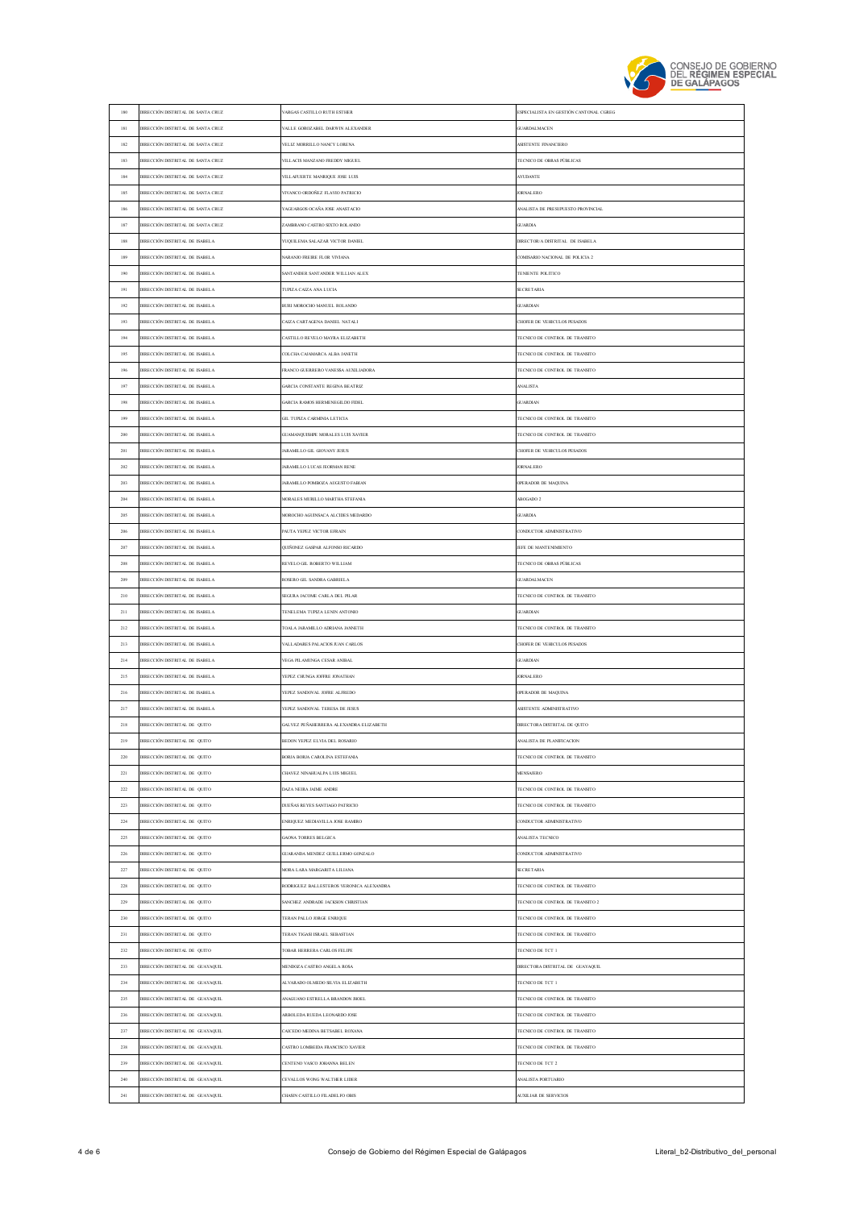| | | | |
|---|---|---|---|
| 180 | DIRECCIÓN DISTRITAL DE SANTA CRUZ | VARGAS CASTILLO RUTH ESTHER | ESPECIALISTA EN GESTIÓN CANTONAL CGREG |
| 181 | DIRECCIÓN DISTRITAL DE SANTA CRUZ | VALLE GORDZABEL DARWIN ALEXANDER | GUARDALMACEN |
| 182 | DIRECCIÓN DISTRITAL DE SANTA CRUZ | VELIZ MORRILLO NANCY LORENA | ASISTENTE FINANCIERO |
| 183 | DIRECCIÓN DISTRITAL DE SANTA CRUZ | VILLACIS MANZANO FREDDY MIGUEL | TECNICO DE OBRAS PÚBLICAS |
| 184 | DIRECCIÓN DISTRITAL DE SANTA CRUZ | VILLAFUERTE MANRIQUE JOSE LUIS | AYUDANTE |
| 185 | DIRECCIÓN DISTRITAL DE SANTA CRUZ | VIVANCO ORDOÑEZ FLAVIO PATRICIO | JORNALERO |
| 186 | DIRECCIÓN DISTRITAL DE SANTA CRUZ | YAGUARGOS OCAÑA JOSE ANASTACIO | ANALISTA DE PRESUPUESTO PROVINCIAL |
| 187 | DIRECCIÓN DISTRITAL DE SANTA CRUZ | ZAMBRANO CASTRO SIXTO ROLANDO | GUARDIA |
| 188 | DIRECCIÓN DISTRITAL DE ISABELA | YUQUILEMA SALAZAR VICTOR DANIEL | DIRECTOR/A DISTRITAL DE ISABELA |
| 189 | DIRECCIÓN DISTRITAL DE ISABELA | NARANJO FREIRE FLOR VIVIANA | COMISARIO NACIONAL DE POLICIA 2 |
| 190 | DIRECCIÓN DISTRITAL DE ISABELA | SANTANDER SANTANDER WILLIAN ALEX | TENIENTE POLITICO |
| 191 | DIRECCIÓN DISTRITAL DE ISABELA | TUPIZA CAIZA ANA LUCIA | SECRETARIA |
| 192 | DIRECCIÓN DISTRITAL DE ISABELA | BURI MOROCHO MANUEL ROLANDO | GUARDIAN |
| 193 | DIRECCIÓN DISTRITAL DE ISABELA | CAIZA CARTAGENA DANIEL NATALI | CHOFER DE VEHICULOS PESADOS |
| 194 | DIRECCIÓN DISTRITAL DE ISABELA | CASTILLO REVELO MAYRA ELIZABETH | TECNICO DE CONTROL DE TRANSITO |
| 195 | DIRECCIÓN DISTRITAL DE ISABELA | COLCHA CAJAMARCA ALBA JANETH | TECNICO DE CONTROL DE TRANSITO |
| 196 | DIRECCIÓN DISTRITAL DE ISABELA | FRANCO GUERRERO VANESSA AUXILIADORA | TECNICO DE CONTROL DE TRANSITO |
| 197 | DIRECCIÓN DISTRITAL DE ISABELA | GARCIA CONSTANTE REGINA BEATRIZ | ANALISTA |
| 198 | DIRECCIÓN DISTRITAL DE ISABELA | GARCIA RAMOS HERMENEGILDO FIDEL | GUARDIAN |
| 199 | DIRECCIÓN DISTRITAL DE ISABELA | GIL TUPIZA CARMINIA LETICIA | TECNICO DE CONTROL DE TRANSITO |
| 200 | DIRECCIÓN DISTRITAL DE ISABELA | GUAMANQUISHPE MORALES LUIS XAVIER | TECNICO DE CONTROL DE TRANSITO |
| 201 | DIRECCIÓN DISTRITAL DE ISABELA | JARAMILLO GIL GIOVANY JESUS | CHOFER DE VEHICULOS PESADOS |
| 202 | DIRECCIÓN DISTRITAL DE ISABELA | JARAMILLO LUCAS JEORMAN RENE | JORNALERO |
| 203 | DIRECCIÓN DISTRITAL DE ISABELA | JARAMILLO POMBOZA AUGUSTO FABIAN | OPERADOR DE MAQUINA |
| 204 | DIRECCIÓN DISTRITAL DE ISABELA | MORALES MURILLO MARTHA STEFANIA | ABOGADO 2 |
| 205 | DIRECCIÓN DISTRITAL DE ISABELA | MOROCHO AGUINSACA ALCIDES MEDARDO | GUARDIA |
| 206 | DIRECCIÓN DISTRITAL DE ISABELA | PAUTA YEPEZ VICTOR EFRAIN | CONDUCTOR ADMINISTRATIVO |
| 207 | DIRECCIÓN DISTRITAL DE ISABELA | QUIÑONEZ GASPAR ALFONSO RICARDO | JEFE DE MANTENIMIENTO |
| 208 | DIRECCIÓN DISTRITAL DE ISABELA | REVELO GIL ROBERTO WILLIAM | TECNICO DE OBRAS PÚBLICAS |
| 209 | DIRECCIÓN DISTRITAL DE ISABELA | ROSERO GIL SANDRA GABRIELA | GUARDALMACEN |
| 210 | DIRECCIÓN DISTRITAL DE ISABELA | SEGURA JACOME CARLA DEL PILAR | TECNICO DE CONTROL DE TRANSITO |
| 211 | DIRECCIÓN DISTRITAL DE ISABELA | TENELEMA TUPIZA LENIN ANTONIO | GUARDIAN |
| 212 | DIRECCIÓN DISTRITAL DE ISABELA | TOALA JARAMILLO ADRIANA JANNETH | TECNICO DE CONTROL DE TRANSITO |
| 213 | DIRECCIÓN DISTRITAL DE ISABELA | VALLADARES PALACIOS JUAN CARLOS | CHOFER DE VEHICULOS PESADOS |
| 214 | DIRECCIÓN DISTRITAL DE ISABELA | VEGA PILAMUNGA CESAR ANIBAL | GUARDIAN |
| 215 | DIRECCIÓN DISTRITAL DE ISABELA | YEPEZ CHUNGA JOFFRE JONATHAN | JORNALERO |
| 216 | DIRECCIÓN DISTRITAL DE ISABELA | YEPEZ SANDOVAL JOFRE ALFREDO | OPERADOR DE MAQUINA |
| 217 | DIRECCIÓN DISTRITAL DE ISABELA | YEPEZ SANDOVAL TERESA DE JESUS | ASISTENTE ADMINISTRATIVO |
| 218 | DIRECCIÓN DISTRITAL DE QUITO | GALVEZ PEÑAHERRERA ALEXANDRA ELIZABETH | DIRECTORA DISTRITAL DE QUITO |
| 219 | DIRECCIÓN DISTRITAL DE QUITO | BEDON YEPEZ ELVIA DEL ROSARIO | ANALISTA DE PLANIFICACION |
| 220 | DIRECCIÓN DISTRITAL DE QUITO | BORJA BORJA CAROLINA ESTEFANIA | TECNICO DE CONTROL DE TRANSITO |
| 221 | DIRECCIÓN DISTRITAL DE QUITO | CHAVEZ NINAHUALPA LUIS MIGUEL | MENSAJERO |
| 222 | DIRECCIÓN DISTRITAL DE QUITO | DAZA NEIRA JAIME ANDRE | TECNICO DE CONTROL DE TRANSITO |
| 223 | DIRECCIÓN DISTRITAL DE QUITO | DUEÑAS REYES SANTIAGO PATRICIO | TECNICO DE CONTROL DE TRANSITO |
| 224 | DIRECCIÓN DISTRITAL DE QUITO | ENRIQUEZ MEDIAVILLA JOSE RAMIRO | CONDUCTOR ADMINISTRATIVO |
| 225 | DIRECCIÓN DISTRITAL DE QUITO | GAONA TORRES BELGICA | ANALISTA TECNICO |
| 226 | DIRECCIÓN DISTRITAL DE QUITO | GUARANDA MENDEZ GUILLERMO GONZALO | CONDUCTOR ADMINISTRATIVO |
| 227 | DIRECCIÓN DISTRITAL DE QUITO | MORA LARA MARGARITA LILIANA | SECRETARIA |
| 228 | DIRECCIÓN DISTRITAL DE QUITO | RODRIGUEZ BALLESTEROS VERONICA ALEXANDRA | TECNICO DE CONTROL DE TRANSITO |
| 229 | DIRECCIÓN DISTRITAL DE QUITO | SANCHEZ ANDRADE JACKSON CHRISTIAN | TECNICO DE CONTROL DE TRANSITO 2 |
| 230 | DIRECCIÓN DISTRITAL DE QUITO | TERAN PALLO JORGE ENRIQUE | TECNICO DE CONTROL DE TRANSITO |
| 231 | DIRECCIÓN DISTRITAL DE QUITO | TERAN TIGASI ISRAEL SEBASTIAN | TECNICO DE CONTROL DE TRANSITO |
| 232 | DIRECCIÓN DISTRITAL DE QUITO | TOBAR HERRERA CARLOS FELIPE | TECNICO DE TCT 1 |
| 233 | DIRECCIÓN DISTRITAL DE GUAYAQUIL | MENDOZA CASTRO ANGELA ROSA | DIRECTORA DISTRITAL DE GUAYAQUIL |
| 234 | DIRECCIÓN DISTRITAL DE GUAYAQUIL | ALVARADO OLMEDO SILVIA ELIZABETH | TECNICO DE TCT 1 |
| 235 | DIRECCIÓN DISTRITAL DE GUAYAQUIL | ANAGUANO ESTRELLA BRANDON JHOEL | TECNICO DE CONTROL DE TRANSITO |
| 236 | DIRECCIÓN DISTRITAL DE GUAYAQUIL | ARBOLEDA RUEDA LEONARDO JOSE | TECNICO DE CONTROL DE TRANSITO |
| 237 | DIRECCIÓN DISTRITAL DE GUAYAQUIL | CAICEDO MEDINA BETSABEL ROXANA | TECNICO DE CONTROL DE TRANSITO |
| 238 | DIRECCIÓN DISTRITAL DE GUAYAQUIL | CASTRO LOMBEIDA FRANCISCO XAVIER | TECNICO DE CONTROL DE TRANSITO |
| 239 | DIRECCIÓN DISTRITAL DE GUAYAQUIL | CENTENO VASCO JOHANNA BELEN | TECNICO DE TCT 2 |
| 240 | DIRECCIÓN DISTRITAL DE GUAYAQUIL | CEVALLOS WONG WALTHER LIDER | ANALISTA PORTUARIO |
| 241 | DIRECCIÓN DISTRITAL DE GUAYAQUIL | CHASIN CASTILLO FILADELFO ORIS | AUXILIAR DE SERVICIOS |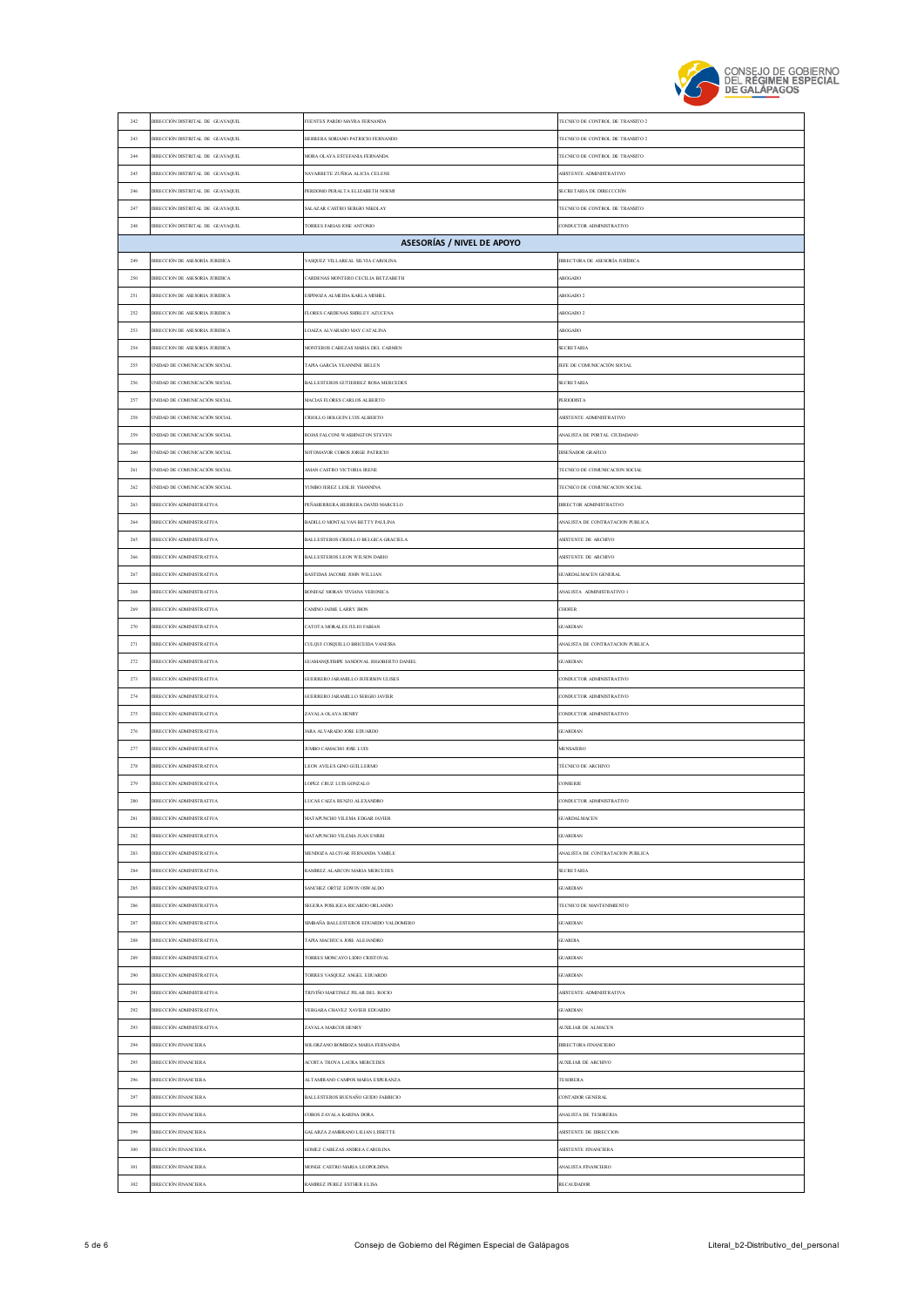| | | | |
|---|---|---|---|
| 242 | DIRECCIÓN DISTRITAL DE GUAYAQUIL | FUENTES PARDO MAYRA FERNANDA | TECNICO DE CONTROL DE TRANSITO 2 |
| 243 | DIRECCIÓN DISTRITAL DE GUAYAQUIL | HERRERA SORIANO PATRICIO FERNANDO | TECNICO DE CONTROL DE TRANSITO 2 |
| 244 | DIRECCIÓN DISTRITAL DE GUAYAQUIL | MORA OLAYA ESTEFANIA FERNANDA | TECNICO DE CONTROL DE TRANSITO |
| 245 | DIRECCIÓN DISTRITAL DE GUAYAQUIL | NAVARRETE ZUÑIGA ALICIA CELENE | ASISTENTE ADMINISTRATIVO |
| 246 | DIRECCIÓN DISTRITAL DE GUAYAQUIL | PERDOMO PERALTA ELIZABETH NOEMI | SECRETARIA DE DIRECCCIÓN |
| 247 | DIRECCIÓN DISTRITAL DE GUAYAQUIL | SALAZAR CASTRO SERGIO NIKOLAY | TECNICO DE CONTROL DE TRANSITO |
| 248 | DIRECCIÓN DISTRITAL DE GUAYAQUIL | TORRES FARIAS JOSE ANTONIO | CONDUCTOR ADMINISTRATIVO |
| | **ASESORÍAS / NIVEL DE APOYO** | | |
| 249 | DIRECCIÓN DE ASESORÍA JURÍDICA | VASQUEZ VILLAREAL SILVIA CAROLINA | DIRECTORA DE ASESORÍA JURÍDICA |
| 250 | DIRECCION DE ASESORIA JURIDICA | CARDENAS MONTERO CECILIA BETZABETH | ABOGADO |
| 251 | DIRECCION DE ASESORIA JURIDICA | ESPINOZA ALMEIDA KARLA MISHEL | ABOGADO 2 |
| 252 | DIRECCION DE ASESORIA JURIDICA | FLORES CARDENAS SHIRLEY AZUCENA | ABOGADO 2 |
| 253 | DIRECCION DE ASESORIA JURIDICA | LOAIZA ALVARADO MAY CATALINA | ABOGADO |
| 254 | DIRECCION DE ASESORIA JURIDICA | MONTEROS CABEZAS MARIA DEL CARMEN | SECRETARIA |
| 255 | UNIDAD DE COMUNICACIÓN SOCIAL | TAPIA GARCIA YEANNINE BELEN | JEFE DE COMUNICACIÓN SOCIAL |
| 256 | UNIDAD DE COMUNICACIÓN SOCIAL | BALLESTEROS GUTIERREZ ROSA MERCEDES | SECRETARIA |
| 257 | UNIDAD DE COMUNICACIÓN SOCIAL | MACIAS FLORES CARLOS ALBERTO | PERIODISTA |
| 258 | UNIDAD DE COMUNICACIÓN SOCIAL | CRIOLLO HOLGUIN LUIS ALBERTO | ASISTENTE ADMINISTRATIVO |
| 259 | UNIDAD DE COMUNICACIÓN SOCIAL | ROJAS FALCONI WASHINGTON STEVEN | ANALISTA DE PORTAL CIUDADANO |
| 260 | UNIDAD DE COMUNICACIÓN SOCIAL | SOTOMAYOR COBOS JORGE PATRICIO | DISEÑADOR GRAFICO |
| 261 | UNIDAD DE COMUNICACIÓN SOCIAL | AMAN CASTRO VICTORIA IRENE | TECNICO DE COMUNICACION SOCIAL |
| 262 | UNIDAD DE COMUNICACIÓN SOCIAL | YUMBO JEREZ LESLIE YHANNINA | TECNICO DE COMUNICACION SOCIAL |
| 263 | DIRECCIÓN ADMINISTRATIVA | PEÑAHERRERA HERRERA DAVID MARCELO | DIRECTOR ADMINISTRATIVO |
| 264 | DIRECCIÓN ADMINISTRATIVA | BADILLO MONTALVAN BETTY PAULINA | ANALISTA DE CONTRATACION PUBLICA |
| 265 | DIRECCIÓN ADMINISTRATIVA | BALLESTEROS CRIOLLO BELGICA GRACIELA | ASISTENTE DE ARCHIVO |
| 266 | DIRECCIÓN ADMINISTRATIVA | BALLESTEROS LEON WILSON DARIO | ASISTENTE DE ARCHIVO |
| 267 | DIRECCIÓN ADMINISTRATIVA | BASTIDAS JACOME JOHN WILLIAN | GUARDALMACEN GENERAL |
| 268 | DIRECCIÓN ADMINISTRATIVA | BONIFAZ MORAN VIVIANA VERONICA | ANALISTA ADMINISTRATIVO 1 |
| 269 | DIRECCIÓN ADMINISTRATIVA | CAMINO JAIME LARRY JHON | CHOFER |
| 270 | DIRECCIÓN ADMINISTRATIVA | CATOTA MORALES JULIO FABIAN | GUARDIAN |
| 271 | DIRECCIÓN ADMINISTRATIVA | CULQUI COSQUILLO BRICEIDA VANESSA | ANALISTA DE CONTRATACION PUBLICA |
| 272 | DIRECCIÓN ADMINISTRATIVA | GUAMANQUISHPE SANDOVAL RIGOBERTO DANIEL | GUARDIAN |
| 273 | DIRECCIÓN ADMINISTRATIVA | GUERRERO JARAMILLO JEFERSON ULISES | CONDUCTOR ADMINISTRATIVO |
| 274 | DIRECCIÓN ADMINISTRATIVA | GUERRERO JARAMILLO SERGIO JAVIER | CONDUCTOR ADMINISTRATIVO |
| 275 | DIRECCIÓN ADMINISTRATIVA | ZAVALA OLAYA HENRY | CONDUCTOR ADMINISTRATIVO |
| 276 | DIRECCIÓN ADMINISTRATIVA | JARA ALVARADO JOSE EDUARDO | GUARDIAN |
| 277 | DIRECCIÓN ADMINISTRATIVA | JIMBO CAMACHO JOSE LUIS | MENSAJERO |
| 278 | DIRECCIÓN ADMINISTRATIVA | LEON AVILES GINO GUILLERMO | TÉCNICO DE ARCHIVO |
| 279 | DIRECCIÓN ADMINISTRATIVA | LOPEZ CRUZ LUIS GONZALO | CONSERJE |
| 280 | DIRECCIÓN ADMINISTRATIVA | LUCAS CAIZA RENZO ALEXANDRO | CONDUCTOR ADMINISTRATIVO |
| 281 | DIRECCIÓN ADMINISTRATIVA | MATAPUNCHO VILEMA EDGAR JAVIER | GUARDALMACEN |
| 282 | DIRECCIÓN ADMINISTRATIVA | MATAPUNCHO VILEMA JUAN ENRRI | GUARDIAN |
| 283 | DIRECCIÓN ADMINISTRATIVA | MENDOZA ALCIVAR FERNANDA YAMILE | ANALISTA DE CONTRATACION PUBLICA |
| 284 | DIRECCIÓN ADMINISTRATIVA | RAMIREZ ALARCON MARIA MERCEDES | SECRETARIA |
| 285 | DIRECCIÓN ADMINISTRATIVA | SANCHEZ ORTIZ EDWIN OSWALDO | GUARDIAN |
| 286 | DIRECCIÓN ADMINISTRATIVA | SEGURA POSLIGUA RICARDO ORLANDO | TECNICO DE MANTENIMIENTO |
| 287 | DIRECCIÓN ADMINISTRATIVA | SIMBAÑA BALLESTEROS EDUARDO VALDOMERO | GUARDIAN |
| 288 | DIRECCIÓN ADMINISTRATIVA | TAPIA MACHUCA JOSE ALEJANDRO | GUARDIA |
| 289 | DIRECCIÓN ADMINISTRATIVA | TORRES MONCAYO LIDIO CRISTOVAL | GUARDIAN |
| 290 | DIRECCIÓN ADMINISTRATIVA | TORRES VASQUEZ ANGEL EDUARDO | GUARDIAN |
| 291 | DIRECCIÓN ADMINISTRATIVA | TRIVIÑO MARTINEZ PILAR DEL ROCIO | ASISTENTE ADMINISTRATIVA |
| 292 | DIRECCIÓN ADMINISTRATIVA | VERGARA CHAVEZ XAVIER EDUARDO | GUARDIAN |
| 293 | DIRECCIÓN ADMINISTRATIVA | ZAVALA MARCOS HENRY | AUXILIAR DE ALMACEN |
| 294 | DIRECCIÓN FINANCIERA | SOLORZANO BOMBOZA MARIA FERNANDA | DIRECTORA FINANCIERO |
| 295 | DIRECCIÓN FINANCIERA | ACOSTA TROYA LAURA MERCEDES | AUXILIAR DE ARCHIVO |
| 296 | DIRECCIÓN FINANCIERA | ALTAMIRANO CAMPOS MARIA ESPERANZA | TESORERA |
| 297 | DIRECCIÓN FINANCIERA | BALLESTEROS BUENAÑO GUIDO FABRICIO | CONTADOR GENERAL |
| 298 | DIRECCIÓN FINANCIERA | COBOS ZAVALA KARINA DORA | ANALISTA DE TESORERIA |
| 299 | DIRECCIÓN FINANCIERA | GALARZA ZAMBRANO LILIAN LISSETTE | ASISTENTE DE DIRECCION |
| 300 | DIRECCIÓN FINANCIERA | GOMEZ CABEZAS ANDREA CAROLINA | ASISTENTE FINANCIERA |
| 301 | DIRECCIÓN FINANCIERA | MONGE CASTRO MARIA LEOPOLDINA | ANALISTA FINANCIERO |
| 302 | DIRECCIÓN FINANCIERA | RAMIREZ PEREZ ESTHER ELISA | RECAUDADOR |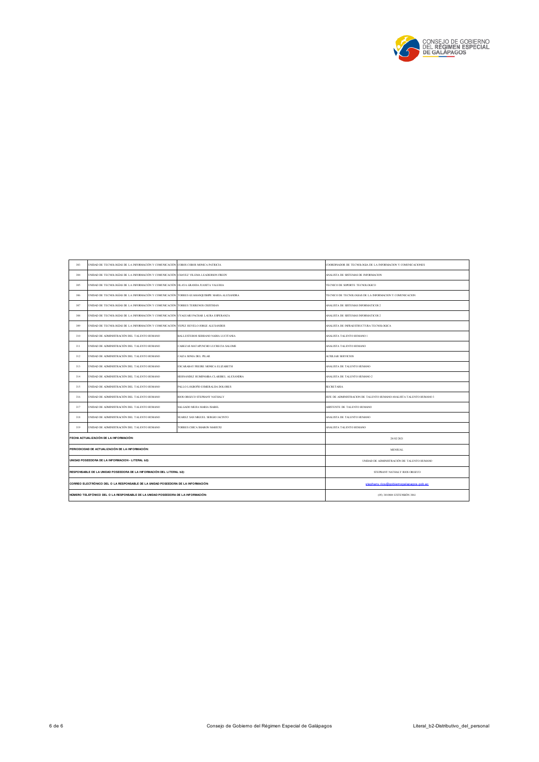| | | | |
|---|---|---|---|
| 303 | UNIDAD DE TECNOLOGÍAS DE LA INFORMACIÓN Y COMUNICACIÓN | COBOS COBOS MONICA PATRICIA | COORDINADOR DE TECNOLOGIA DE LA INFORMACION Y COMUNICACIONES |
| 304 | UNIDAD DE TECNOLOGÍAS DE LA INFORMACIÓN Y COMUNICACIÓN | CHAVEZ VILEMA LEADERSON FREDY | ANALISTA DE SISTEMAS DE INFORMACION |
| 305 | UNIDAD DE TECNOLOGÍAS DE LA INFORMACIÓN Y COMUNICACIÓN | OLAYA GRANDA JUANITA VALERIA | TECNICO DE SOPORTE TECNOLOGICO |
| 306 | UNIDAD DE TECNOLOGÍAS DE LA INFORMACIÓN Y COMUNICACIÓN | TORRES GUAMANQUISHPE MARIA ALEXANDRA | TECNICO DE TECNOLOGIAS DE LA INFORMACION Y COMUNICACION |
| 307 | UNIDAD DE TECNOLOGÍAS DE LA INFORMACIÓN Y COMUNICACIÓN | TORRES TERRENOS CRISTHIAN | ANALISTA DE SISTEMAS INFORMATICOS 2 |
| 308 | UNIDAD DE TECNOLOGÍAS DE LA INFORMACIÓN Y COMUNICACIÓN | UYAGUARI PACHAR LAURA ESPERANZA | ANALISTA DE SISTEMAS INFORMATICOS 2 |
| 309 | UNIDAD DE TECNOLOGÍAS DE LA INFORMACIÓN Y COMUNICACIÓN | YEPEZ REVELO JORGE ALEXANDER | ANALISTA DE INFRAESTRUCTURA TECNOLOGICA |
| 310 | UNIDAD DE ADMINISTRACIÓN DEL TALENTO HUMANO | BALLESTEROS SERRANO NADIA LUCITANIA | ANALISTA TALENTO HUMANO 1 |
| 311 | UNIDAD DE ADMINISTRACIÓN DEL TALENTO HUMANO | CABEZAS MATAPUNCHO LUCRECIA SALOME | ANALISTA TALENTO HUMANO |
| 312 | UNIDAD DE ADMINISTRACIÓN DEL TALENTO HUMANO | CAIZA SONIA DEL PILAR | AUXILIAR SERVICIOS |
| 313 | UNIDAD DE ADMINISTRACIÓN DEL TALENTO HUMANO | ESCARABAY FREIRE MONICA ELIZABETH | ANALISTA DE TALENTO HUMANO |
| 314 | UNIDAD DE ADMINISTRACIÓN DEL TALENTO HUMANO | HERNANDEZ RUMIPAMBA CLARIBEL ALEXANDRA | ANALISTA DE TALENTO HUMANO 2 |
| 315 | UNIDAD DE ADMINISTRACIÓN DEL TALENTO HUMANO | PALLO LOGROÑO ESMERALDA DOLORES | SECRETARIA |
| 316 | UNIDAD DE ADMINISTRACIÓN DEL TALENTO HUMANO | RIOS OROZCO STEPHANY NATHALY | JEFE DE ADMINISTRACION DE TALENTO HUMANO/ANALISTA TALENTO HUMANO 3 |
| 317 | UNIDAD DE ADMINISTRACIÓN DEL TALENTO HUMANO | SALGADO MEJIA MARIA ISABEL | ASISTENTE DE TALENTO HUMANO |
| 318 | UNIDAD DE ADMINISTRACIÓN DEL TALENTO HUMANO | SUAREZ SAN MIGUEL SERGIO JACINTO | ANALISTA DE TALENTO HUMANO |
| 319 | UNIDAD DE ADMINISTRACIÓN DEL TALENTO HUMANO | TORRES CHICA SHARON MARIUXI | ANALISTA TALENTO HUMANO |
| **FECHA ACTUALIZACIÓN DE LA INFORMACIÓN:** | | | 28/02/2021 |
| **PERIODICIDAD DE ACTUALIZACIÓN DE LA INFORMACIÓN:** | | | MENSUAL |
| **UNIDAD POSEEDORA DE LA INFORMACION - LITERAL b2):** | | | UNIDAD DE ADMINISTRACIÓN DE TALENTO HUMANO |
| **RESPONSABLE DE LA UNIDAD POSEEDORA DE LA INFORMACIÓN DEL LITERAL b2):** | | | STEPHANY NATHALY RIOS OROZCO |
| **CORREO ELECTRÓNICO DEL O LA RESPONSABLE DE LA UNIDAD POSEEDORA DE LA INFORMACIÓN:** | | | stephany.rios@gobiernogalapagos.gob.ec |
| **NÚMERO TELEFÓNICO DEL O LA RESPONSABLE DE LA UNIDAD POSEEDORA DE LA INFORMACIÓN:** | | | (05) 3010884 EXTENSIÓN 3061 |